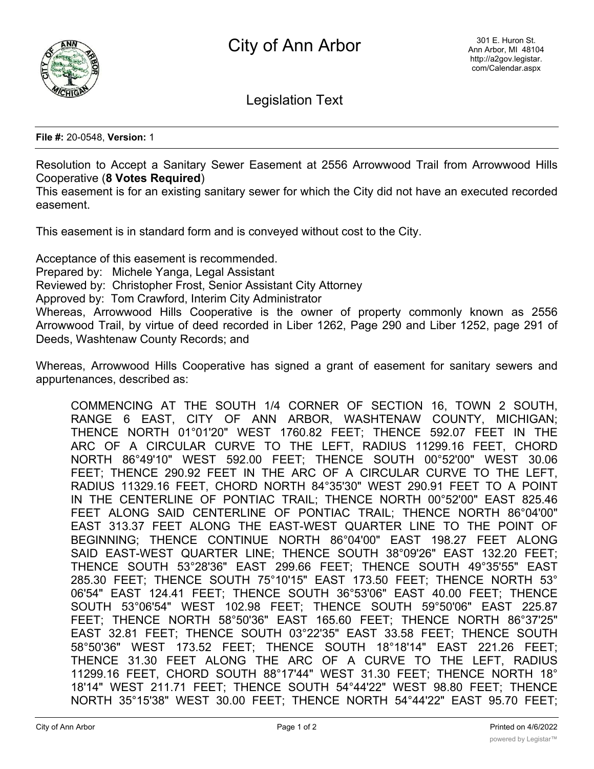# City of Ann Arbor

301 E. Huron St.
Ann Arbor, MI 48104
http://a2gov.legistar.com/Calendar.aspx

## Legislation Text

**File #:** 20-0548, **Version:** 1

Resolution to Accept a Sanitary Sewer Easement at 2556 Arrowwood Trail from Arrowwood Hills Cooperative (**8 Votes Required**)

This easement is for an existing sanitary sewer for which the City did not have an executed recorded easement.

This easement is in standard form and is conveyed without cost to the City.

Acceptance of this easement is recommended.

Prepared by: Michele Yanga, Legal Assistant
Reviewed by: Christopher Frost, Senior Assistant City Attorney
Approved by: Tom Crawford, Interim City Administrator

Whereas, Arrowwood Hills Cooperative is the owner of property commonly known as 2556 Arrowwood Trail, by virtue of deed recorded in Liber 1262, Page 290 and Liber 1252, page 291 of Deeds, Washtenaw County Records; and

Whereas, Arrowwood Hills Cooperative has signed a grant of easement for sanitary sewers and appurtenances, described as:

> COMMENCING AT THE SOUTH 1/4 CORNER OF SECTION 16, TOWN 2 SOUTH, RANGE 6 EAST, CITY OF ANN ARBOR, WASHTENAW COUNTY, MICHIGAN; THENCE NORTH 01°01'20" WEST 1760.82 FEET; THENCE 592.07 FEET IN THE ARC OF A CIRCULAR CURVE TO THE LEFT, RADIUS 11299.16 FEET, CHORD NORTH 86°49'10" WEST 592.00 FEET; THENCE SOUTH 00°52'00" WEST 30.06 FEET; THENCE 290.92 FEET IN THE ARC OF A CIRCULAR CURVE TO THE LEFT, RADIUS 11329.16 FEET, CHORD NORTH 84°35'30" WEST 290.91 FEET TO A POINT IN THE CENTERLINE OF PONTIAC TRAIL; THENCE NORTH 00°52'00" EAST 825.46 FEET ALONG SAID CENTERLINE OF PONTIAC TRAIL; THENCE NORTH 86°04'00" EAST 313.37 FEET ALONG THE EAST-WEST QUARTER LINE TO THE POINT OF BEGINNING; THENCE CONTINUE NORTH 86°04'00" EAST 198.27 FEET ALONG SAID EAST-WEST QUARTER LINE; THENCE SOUTH 38°09'26" EAST 132.20 FEET; THENCE SOUTH 53°28'36" EAST 299.66 FEET; THENCE SOUTH 49°35'55" EAST 285.30 FEET; THENCE SOUTH 75°10'15" EAST 173.50 FEET; THENCE NORTH 53° 06'54" EAST 124.41 FEET; THENCE SOUTH 36°53'06" EAST 40.00 FEET; THENCE SOUTH 53°06'54" WEST 102.98 FEET; THENCE SOUTH 59°50'06" EAST 225.87 FEET; THENCE NORTH 58°50'36" EAST 165.60 FEET; THENCE NORTH 86°37'25" EAST 32.81 FEET; THENCE SOUTH 03°22'35" EAST 33.58 FEET; THENCE SOUTH 58°50'36" WEST 173.52 FEET; THENCE SOUTH 18°18'14" EAST 221.26 FEET; THENCE 31.30 FEET ALONG THE ARC OF A CURVE TO THE LEFT, RADIUS 11299.16 FEET, CHORD SOUTH 88°17'44" WEST 31.30 FEET; THENCE NORTH 18° 18'14" WEST 211.71 FEET; THENCE SOUTH 54°44'22" WEST 98.80 FEET; THENCE NORTH 35°15'38" WEST 30.00 FEET; THENCE NORTH 54°44'22" EAST 95.70 FEET;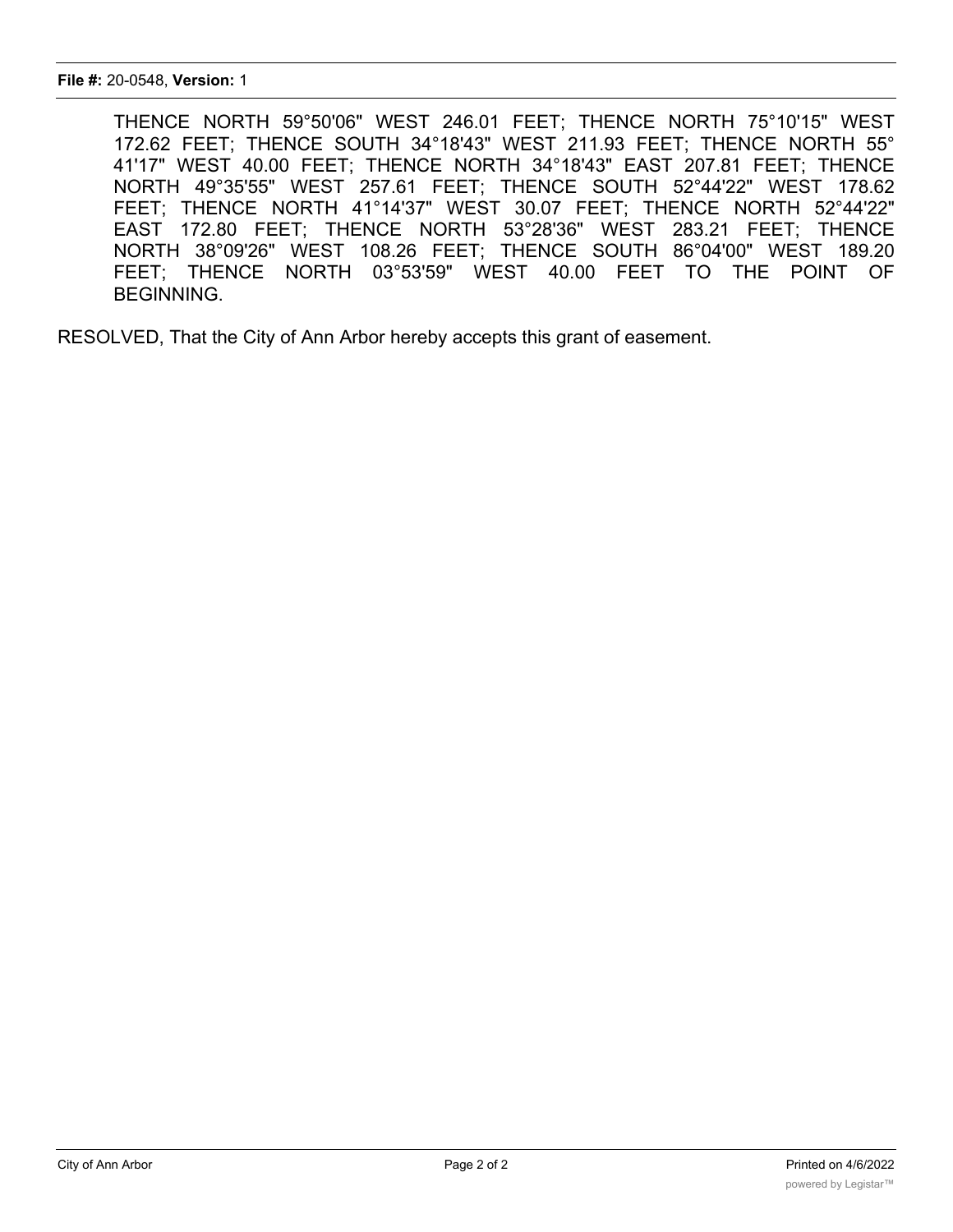THENCE NORTH 59°50'06" WEST 246.01 FEET; THENCE NORTH 75°10'15" WEST 172.62 FEET; THENCE SOUTH 34°18'43" WEST 211.93 FEET; THENCE NORTH 55° 41'17" WEST 40.00 FEET; THENCE NORTH 34°18'43" EAST 207.81 FEET; THENCE NORTH 49°35'55" WEST 257.61 FEET; THENCE SOUTH 52°44'22" WEST 178.62 FEET; THENCE NORTH 41°14'37" WEST 30.07 FEET; THENCE NORTH 52°44'22" EAST 172.80 FEET; THENCE NORTH 53°28'36" WEST 283.21 FEET; THENCE NORTH 38°09'26" WEST 108.26 FEET; THENCE SOUTH 86°04'00" WEST 189.20 FEET; THENCE NORTH 03°53'59" WEST 40.00 FEET TO THE POINT OF BEGINNING.

RESOLVED, That the City of Ann Arbor hereby accepts this grant of easement.